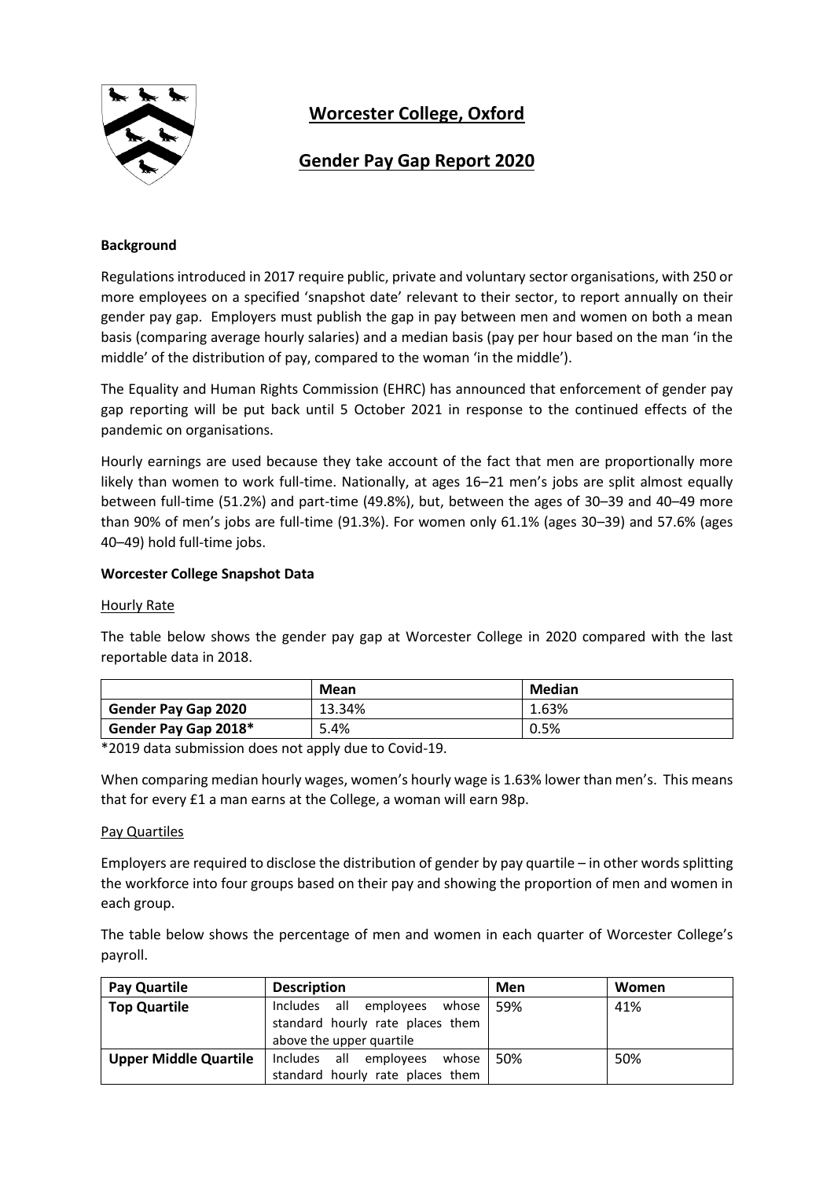# Worcester College, Oxford

## Gender Pay Gap Report 2020

**Background**

Regulations introduced in 2017 require public, private and voluntary sector organisations, with 250 or more employees on a specified 'snapshot date' relevant to their sector, to report annually on their gender pay gap. Employers must publish the gap in pay between men and women on both a mean basis (comparing average hourly salaries) and a median basis (pay per hour based on the man 'in the middle' of the distribution of pay, compared to the woman 'in the middle').

The Equality and Human Rights Commission (EHRC) has announced that enforcement of gender pay gap reporting will be put back until 5 October 2021 in response to the continued effects of the pandemic on organisations.

Hourly earnings are used because they take account of the fact that men are proportionally more likely than women to work full-time. Nationally, at ages 16–21 men's jobs are split almost equally between full-time (51.2%) and part-time (49.8%), but, between the ages of 30–39 and 40–49 more than 90% of men's jobs are full-time (91.3%). For women only 61.1% (ages 30–39) and 57.6% (ages 40–49) hold full-time jobs.

**Worcester College Snapshot Data**

Hourly Rate

The table below shows the gender pay gap at Worcester College in 2020 compared with the last reportable data in 2018.

| | Mean | Median |
|---|---|---|
| **Gender Pay Gap 2020** | 13.34% | 1.63% |
| **Gender Pay Gap 2018*** | 5.4% | 0.5% |

*2019 data submission does not apply due to Covid-19.

When comparing median hourly wages, women's hourly wage is 1.63% lower than men's. This means that for every £1 a man earns at the College, a woman will earn 98p.

Pay Quartiles

Employers are required to disclose the distribution of gender by pay quartile – in other words splitting the workforce into four groups based on their pay and showing the proportion of men and women in each group.

The table below shows the percentage of men and women in each quarter of Worcester College's payroll.

| Pay Quartile | Description | Men | Women |
|---|---|---|---|
| **Top Quartile** | Includes all employees whose standard hourly rate places them above the upper quartile | 59% | 41% |
| **Upper Middle Quartile** | Includes all employees whose standard hourly rate places them | 50% | 50% |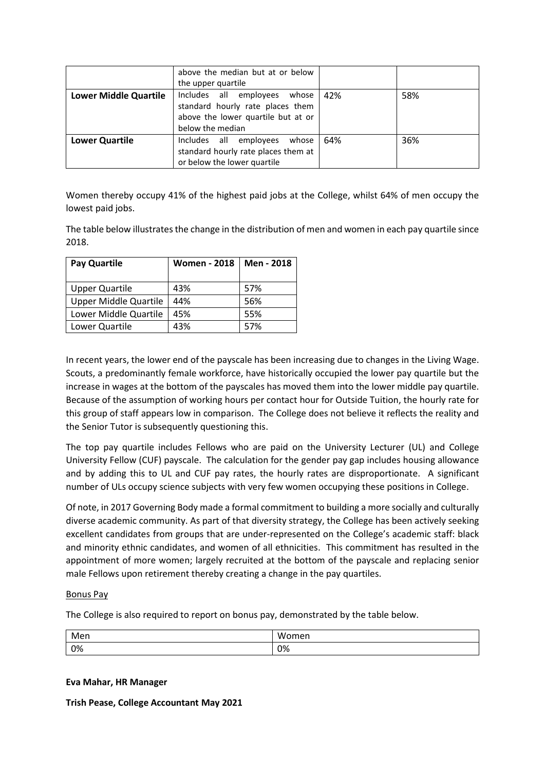| | | | |
|---|---|---|---|
| | above the median but at or below the upper quartile | | |
| **Lower Middle Quartile** | Includes all employees whose standard hourly rate places them above the lower quartile but at or below the median | 42% | 58% |
| **Lower Quartile** | Includes all employees whose standard hourly rate places them at or below the lower quartile | 64% | 36% |

Women thereby occupy 41% of the highest paid jobs at the College, whilst 64% of men occupy the lowest paid jobs.

The table below illustrates the change in the distribution of men and women in each pay quartile since 2018.

| **Pay Quartile** | **Women - 2018** | **Men - 2018** |
|---|---|---|
| Upper Quartile | 43% | 57% |
| Upper Middle Quartile | 44% | 56% |
| Lower Middle Quartile | 45% | 55% |
| Lower Quartile | 43% | 57% |

In recent years, the lower end of the payscale has been increasing due to changes in the Living Wage. Scouts, a predominantly female workforce, have historically occupied the lower pay quartile but the increase in wages at the bottom of the payscales has moved them into the lower middle pay quartile. Because of the assumption of working hours per contact hour for Outside Tuition, the hourly rate for this group of staff appears low in comparison. The College does not believe it reflects the reality and the Senior Tutor is subsequently questioning this.

The top pay quartile includes Fellows who are paid on the University Lecturer (UL) and College University Fellow (CUF) payscale. The calculation for the gender pay gap includes housing allowance and by adding this to UL and CUF pay rates, the hourly rates are disproportionate. A significant number of ULs occupy science subjects with very few women occupying these positions in College.

Of note, in 2017 Governing Body made a formal commitment to building a more socially and culturally diverse academic community. As part of that diversity strategy, the College has been actively seeking excellent candidates from groups that are under-represented on the College's academic staff: black and minority ethnic candidates, and women of all ethnicities. This commitment has resulted in the appointment of more women; largely recruited at the bottom of the payscale and replacing senior male Fellows upon retirement thereby creating a change in the pay quartiles.

Bonus Pay

The College is also required to report on bonus pay, demonstrated by the table below.

| Men | Women |
|---|---|
| 0% | 0% |

**Eva Mahar, HR Manager**

**Trish Pease, College Accountant May 2021**